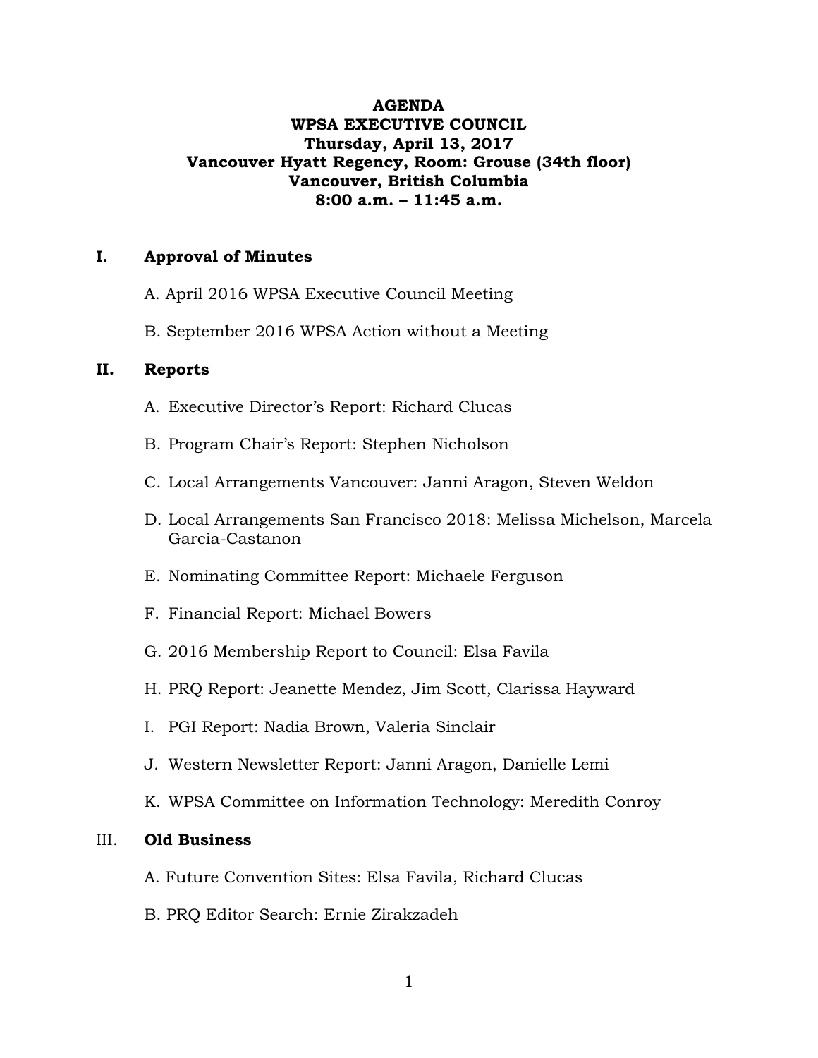**AGENDA**
**WPSA EXECUTIVE COUNCIL**
**Thursday, April 13, 2017**
**Vancouver Hyatt Regency, Room: Grouse (34th floor)**
**Vancouver, British Columbia**
**8:00 a.m. – 11:45 a.m.**

## I. Approval of Minutes

A. April 2016 WPSA Executive Council Meeting

B. September 2016 WPSA Action without a Meeting

## II. Reports

A. Executive Director's Report: Richard Clucas

B. Program Chair's Report: Stephen Nicholson

C. Local Arrangements Vancouver: Janni Aragon, Steven Weldon

D. Local Arrangements San Francisco 2018: Melissa Michelson, Marcela Garcia-Castanon

E. Nominating Committee Report: Michaele Ferguson

F. Financial Report: Michael Bowers

G. 2016 Membership Report to Council: Elsa Favila

H. PRQ Report: Jeanette Mendez, Jim Scott, Clarissa Hayward

I. PGI Report: Nadia Brown, Valeria Sinclair

J. Western Newsletter Report: Janni Aragon, Danielle Lemi

K. WPSA Committee on Information Technology: Meredith Conroy

## III. Old Business

A. Future Convention Sites: Elsa Favila, Richard Clucas

B. PRQ Editor Search: Ernie Zirakzadeh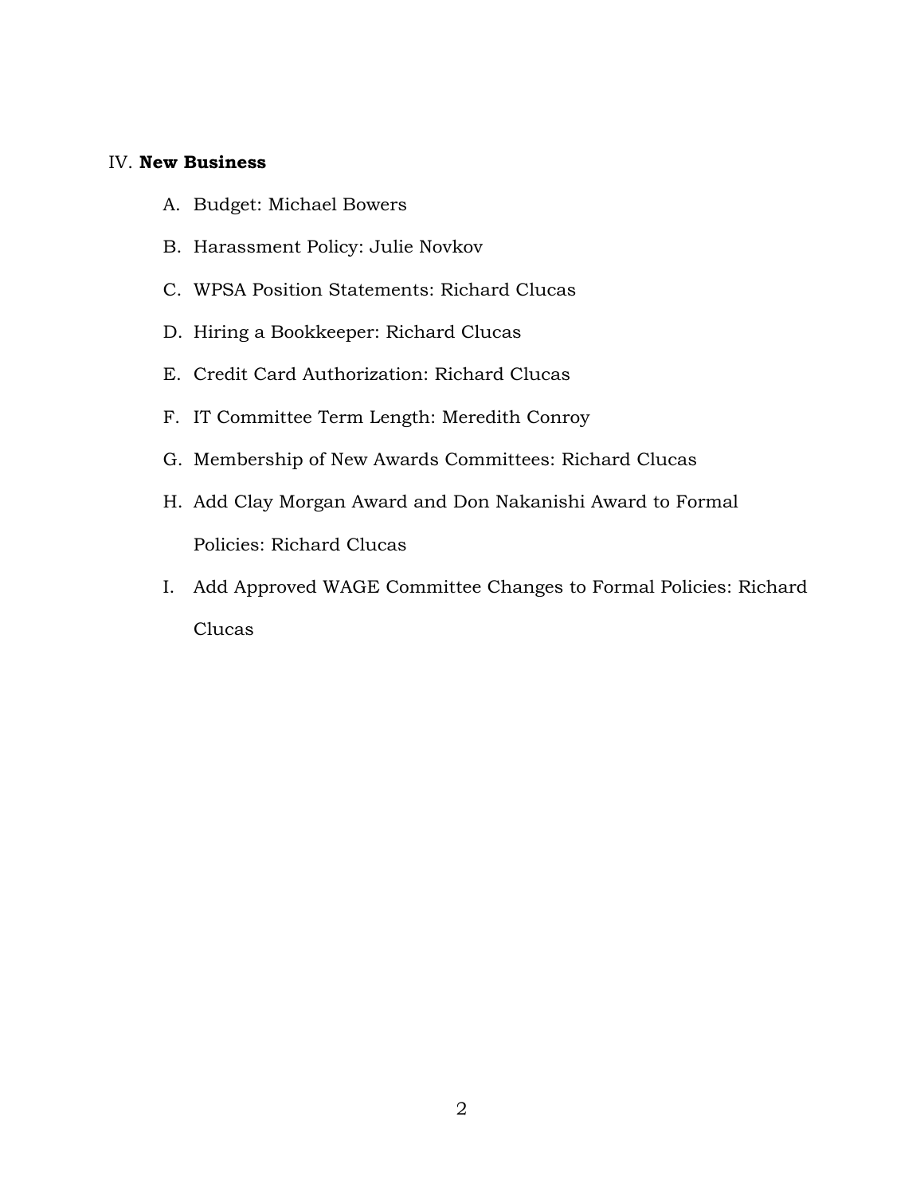IV. **New Business**

A. Budget: Michael Bowers

B. Harassment Policy: Julie Novkov

C. WPSA Position Statements: Richard Clucas

D. Hiring a Bookkeeper: Richard Clucas

E. Credit Card Authorization: Richard Clucas

F. IT Committee Term Length: Meredith Conroy

G. Membership of New Awards Committees: Richard Clucas

H. Add Clay Morgan Award and Don Nakanishi Award to Formal Policies: Richard Clucas

I. Add Approved WAGE Committee Changes to Formal Policies: Richard Clucas